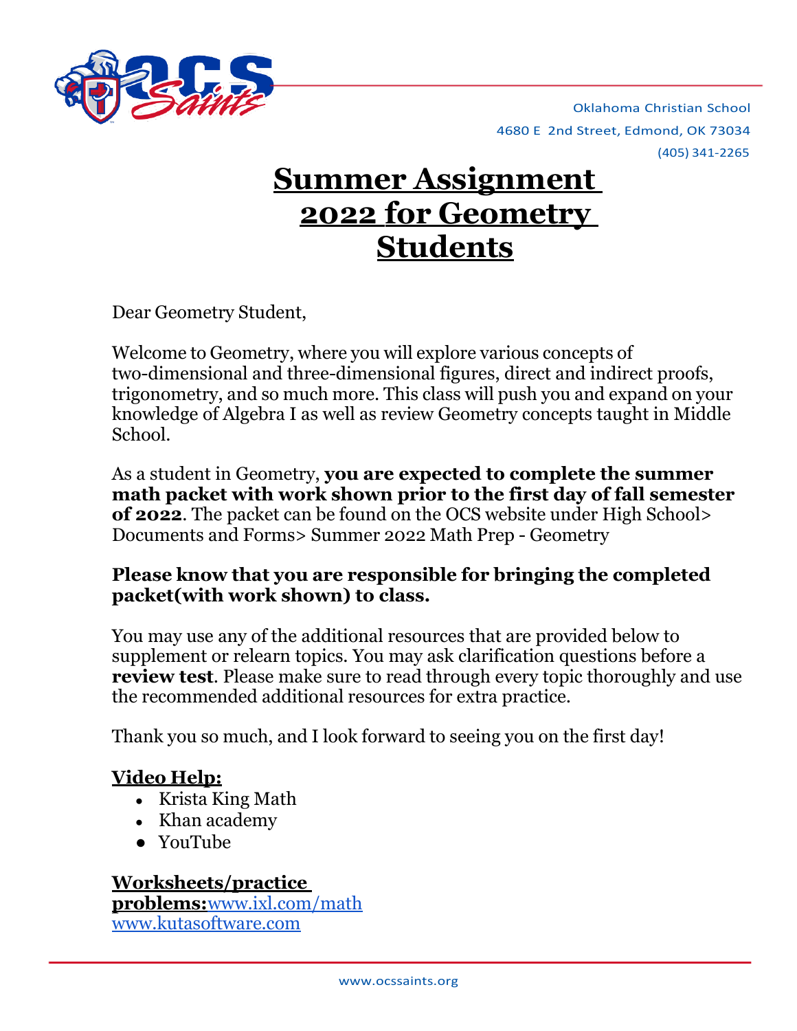Oklahoma Christian School
4680 E 2nd Street, Edmond, OK 73034
(405) 341-2265

# Summer Assignment 2022 for Geometry Students

Dear Geometry Student,

Welcome to Geometry, where you will explore various concepts of two-dimensional and three-dimensional figures, direct and indirect proofs, trigonometry, and so much more. This class will push you and expand on your knowledge of Algebra I as well as review Geometry concepts taught in Middle School.

As a student in Geometry, **you are expected to complete the summer math packet with work shown prior to the first day of fall semester of 2022**. The packet can be found on the OCS website under High School> Documents and Forms> Summer 2022 Math Prep - Geometry

**Please know that you are responsible for bringing the completed packet(with work shown) to class.**

You may use any of the additional resources that are provided below to supplement or relearn topics. You may ask clarification questions before a **review test**. Please make sure to read through every topic thoroughly and use the recommended additional resources for extra practice.

Thank you so much, and I look forward to seeing you on the first day!

**Video Help:**

- Krista King Math
- Khan academy
- YouTube

**Worksheets/practice problems:** www.ixl.com/math
www.kutasoftware.com

www.ocssaints.org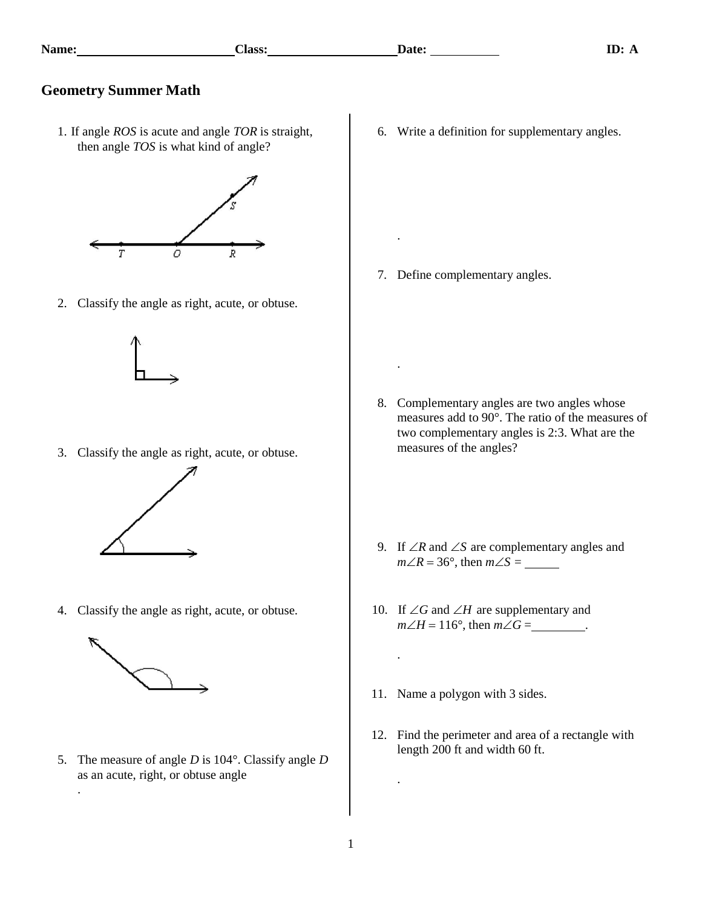**Name:** ________________________ **Class:** ____________________ **Date:** ___________ **ID: A**

## Geometry Summer Math

1. If angle *ROS* is acute and angle *TOR* is straight, then angle *TOS* is what kind of angle?

2. Classify the angle as right, acute, or obtuse.

3. Classify the angle as right, acute, or obtuse.

4. Classify the angle as right, acute, or obtuse.

5. The measure of angle *D* is 104°. Classify angle *D* as an acute, right, or obtuse angle
.

6. Write a definition for supplementary angles.

.

7. Define complementary angles.

.

8. Complementary angles are two angles whose measures add to 90°. The ratio of the measures of two complementary angles is 2:3. What are the measures of the angles?

9. If $\angle R$ and $\angle S$ are complementary angles and $m\angle R = 36°$, then $m\angle S =$ _____

10. If $\angle G$ and $\angle H$ are supplementary and $m\angle H = 116°$, then $m\angle G =$ ________.

.

11. Name a polygon with 3 sides.

12. Find the perimeter and area of a rectangle with length 200 ft and width 60 ft.

.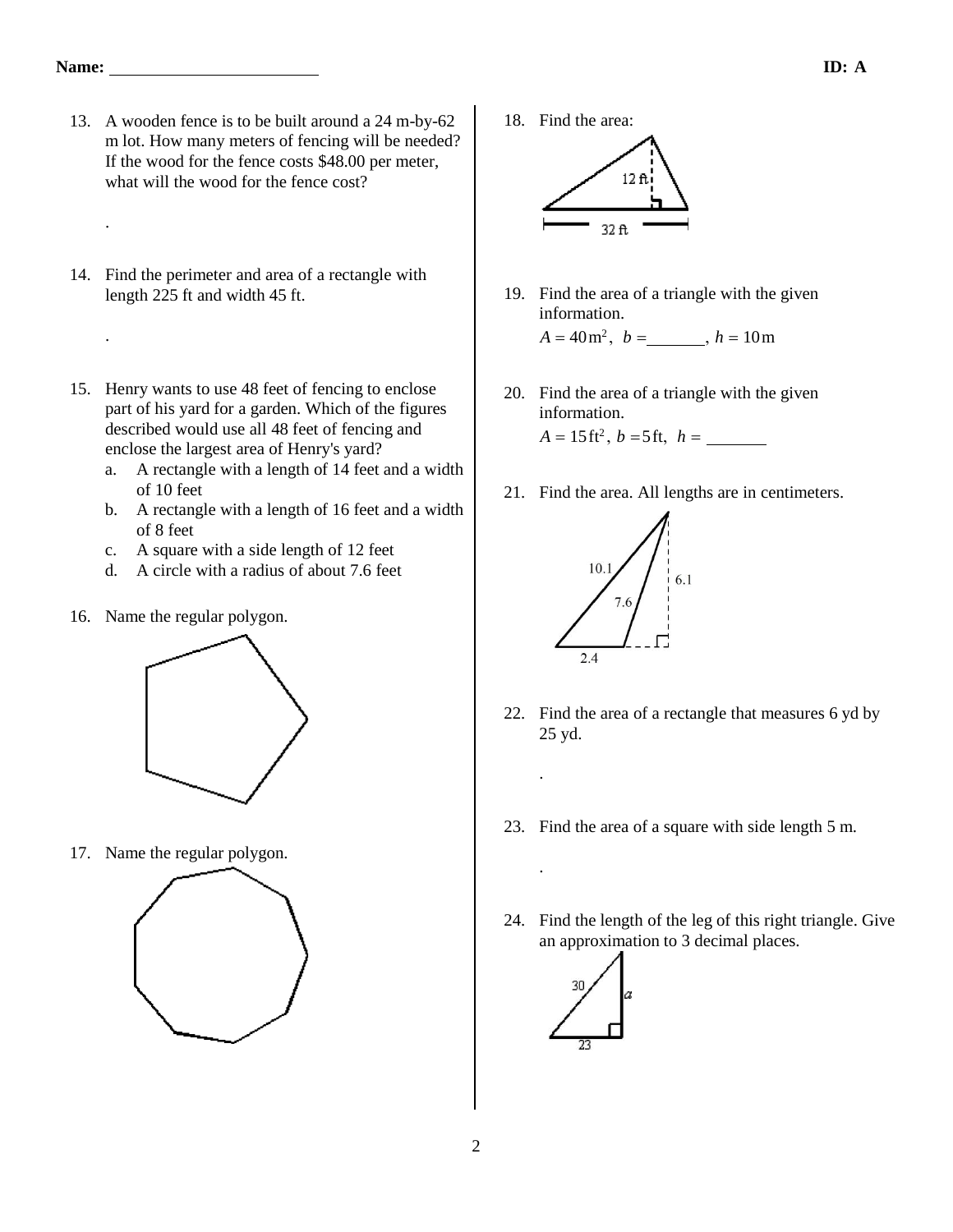**Name:** ________________________ **ID: A**

13. A wooden fence is to be built around a 24 m-by-62 m lot. How many meters of fencing will be needed? If the wood for the fence costs $48.00 per meter, what will the wood for the fence cost?

    .

14. Find the perimeter and area of a rectangle with length 225 ft and width 45 ft.

    .

15. Henry wants to use 48 feet of fencing to enclose part of his yard for a garden. Which of the figures described would use all 48 feet of fencing and enclose the largest area of Henry's yard?
    a. A rectangle with a length of 14 feet and a width of 10 feet
    b. A rectangle with a length of 16 feet and a width of 8 feet
    c. A square with a side length of 12 feet
    d. A circle with a radius of about 7.6 feet

16. Name the regular polygon.

17. Name the regular polygon.

18. Find the area:

    12 ft
    32 ft

19. Find the area of a triangle with the given information.
    $A = 40\,\text{m}^2,\; b =$ ______, $h = 10\,\text{m}$

20. Find the area of a triangle with the given information.
    $A = 15\,\text{ft}^2,\; b = 5\,\text{ft},\; h =$ ______

21. Find the area. All lengths are in centimeters.

    10.1
    7.6
    6.1
    2.4

22. Find the area of a rectangle that measures 6 yd by 25 yd.

    .

23. Find the area of a square with side length 5 m.

    .

24. Find the length of the leg of this right triangle. Give an approximation to 3 decimal places.

    30
    $a$
    23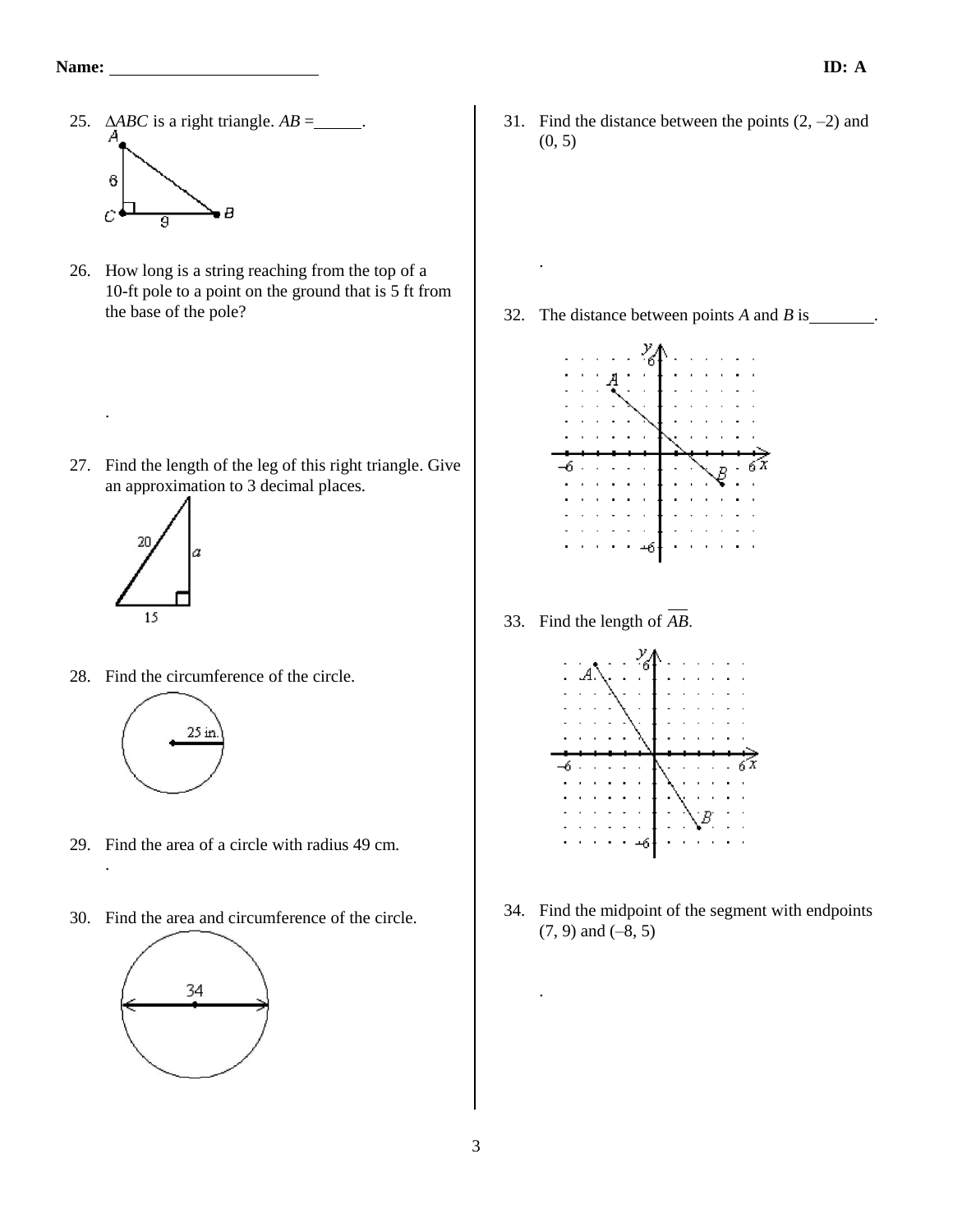**Name:** ________________________ **ID: A**

25. $\Delta ABC$ is a right triangle. $AB$ = _____.

26. How long is a string reaching from the top of a 10-ft pole to a point on the ground that is 5 ft from the base of the pole?

27. Find the length of the leg of this right triangle. Give an approximation to 3 decimal places.

28. Find the circumference of the circle.

29. Find the area of a circle with radius 49 cm.

30. Find the area and circumference of the circle.

31. Find the distance between the points (2, –2) and (0, 5)

32. The distance between points $A$ and $B$ is_______.

33. Find the length of $\overline{AB}$.

34. Find the midpoint of the segment with endpoints (7, 9) and (–8, 5)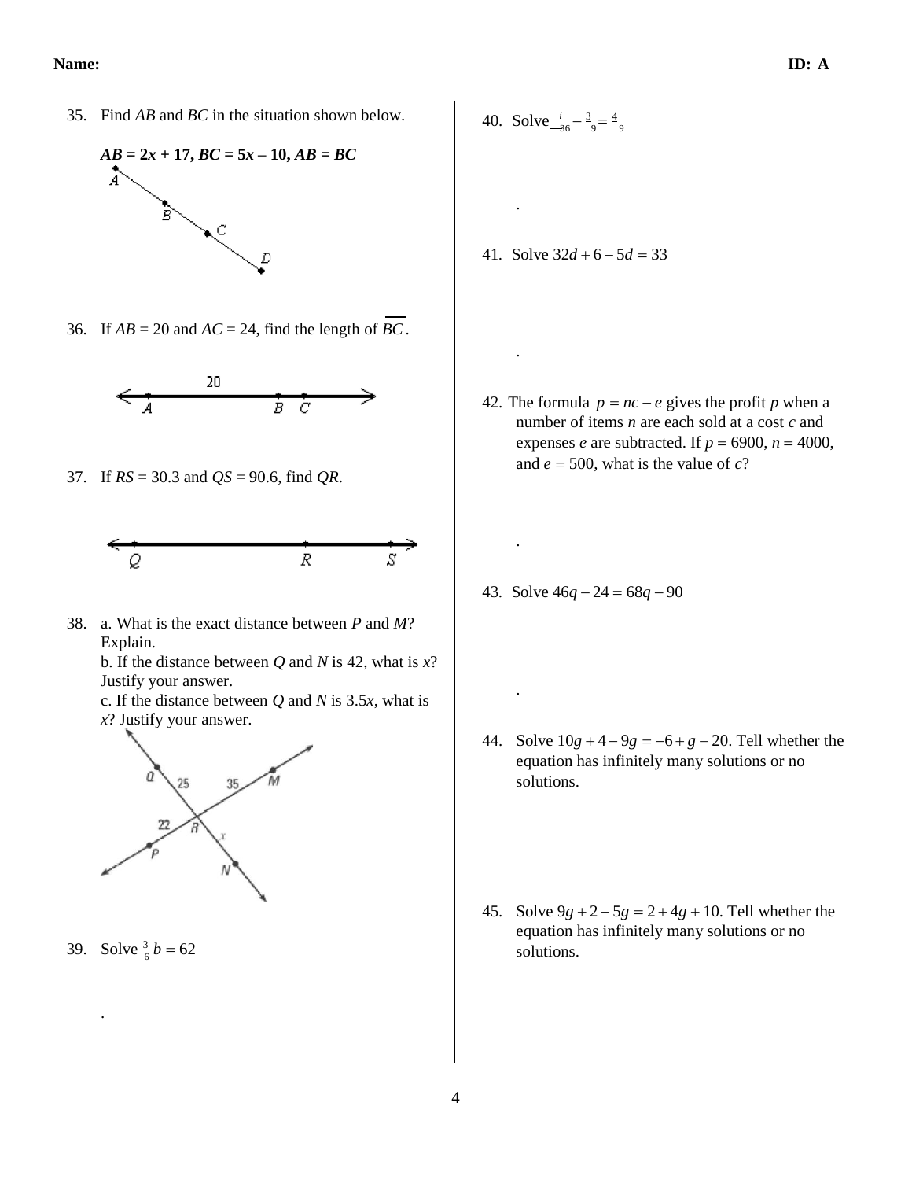**Name:** ________________________ **ID: A**

35. Find *AB* and *BC* in the situation shown below.

    ***AB* = 2*x* + 17, *BC* = 5*x* – 10, *AB* = *BC***

36. If *AB* = 20 and *AC* = 24, find the length of $\overline{BC}$.

37. If *RS* = 30.3 and *QS* = 90.6, find *QR*.

38. a. What is the exact distance between *P* and *M*? Explain.
    b. If the distance between *Q* and *N* is 42, what is *x*? Justify your answer.
    c. If the distance between *Q* and *N* is 3.5*x*, what is *x*? Justify your answer.

39. Solve $\frac{3}{6}b = 62$

    .

40. Solve $\frac{i}{36} - \frac{3}{9} = \frac{4}{9}$

    .

41. Solve $32d + 6 - 5d = 33$

    .

42. The formula $p = nc - e$ gives the profit *p* when a number of items *n* are each sold at a cost *c* and expenses *e* are subtracted. If $p = 6900$, $n = 4000$, and $e = 500$, what is the value of *c*?

    .

43. Solve $46q - 24 = 68q - 90$

    .

44. Solve $10g + 4 - 9g = -6 + g + 20$. Tell whether the equation has infinitely many solutions or no solutions.

45. Solve $9g + 2 - 5g = 2 + 4g + 10$. Tell whether the equation has infinitely many solutions or no solutions.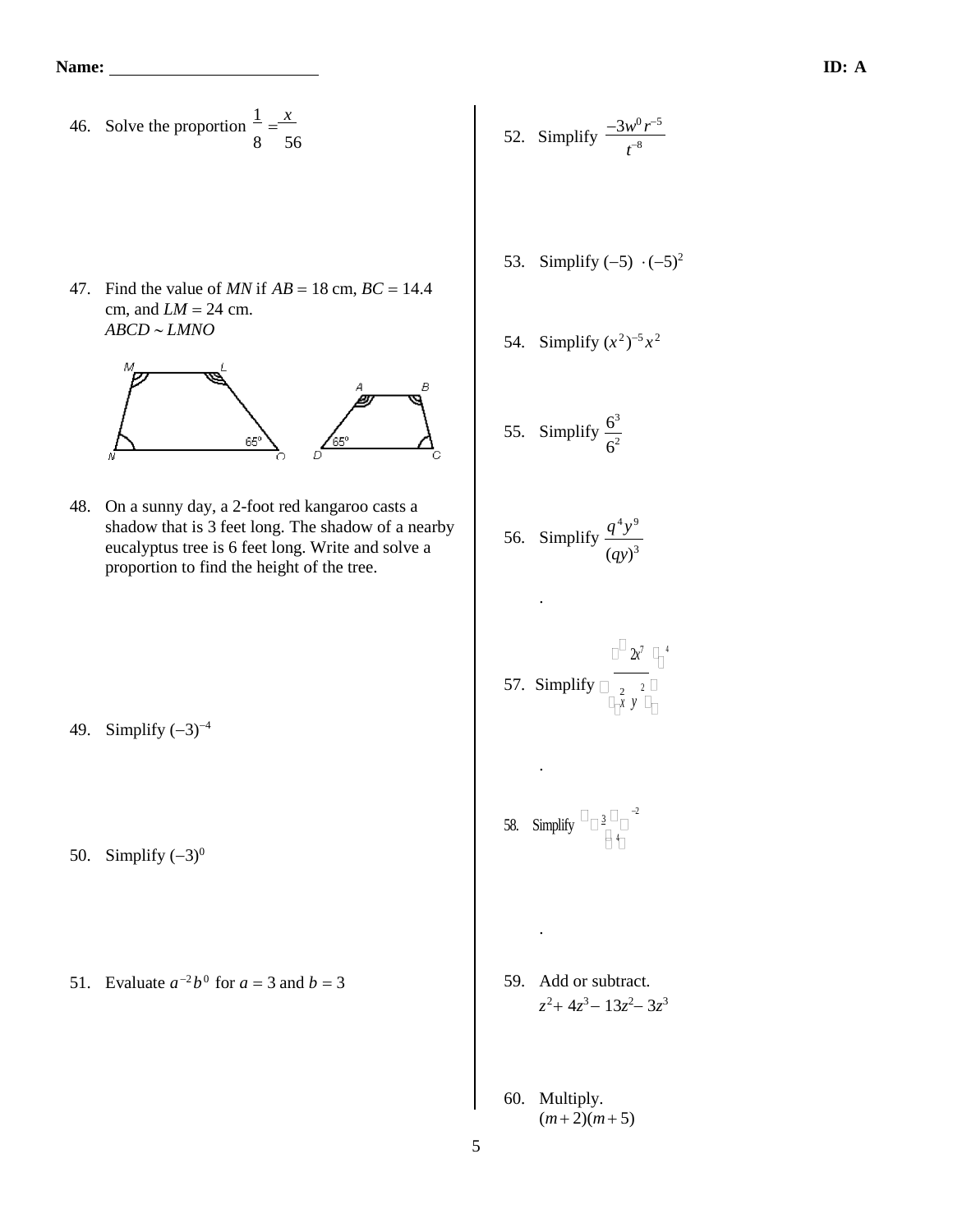**Name:** ________________________ **ID: A**

46. Solve the proportion $\frac{1}{8} = \frac{x}{56}$

47. Find the value of $MN$ if $AB = 18$ cm, $BC = 14.4$ cm, and $LM = 24$ cm.
$ABCD \sim LMNO$

48. On a sunny day, a 2-foot red kangaroo casts a shadow that is 3 feet long. The shadow of a nearby eucalyptus tree is 6 feet long. Write and solve a proportion to find the height of the tree.

49. Simplify $(-3)^{-4}$

50. Simplify $(-3)^{0}$

51. Evaluate $a^{-2}b^{0}$ for $a = 3$ and $b = 3$

52. Simplify $\frac{-3w^{0}r^{-5}}{t^{-8}}$

53. Simplify $(-5) \cdot (-5)^{2}$

54. Simplify $(x^{2})^{-5}x^{2}$

55. Simplify $\frac{6^{3}}{6^{2}}$

56. Simplify $\frac{q^{4}y^{9}}{(qy)^{3}}$

57. Simplify $\left(\frac{2x^{7}}{x^{2}y^{2}}\right)^{4}$

58. Simplify $\left(\frac{3}{4}\right)^{-2}$

59. Add or subtract.
$z^{2} + 4z^{3} - 13z^{2} - 3z^{3}$

60. Multiply.
$(m + 2)(m + 5)$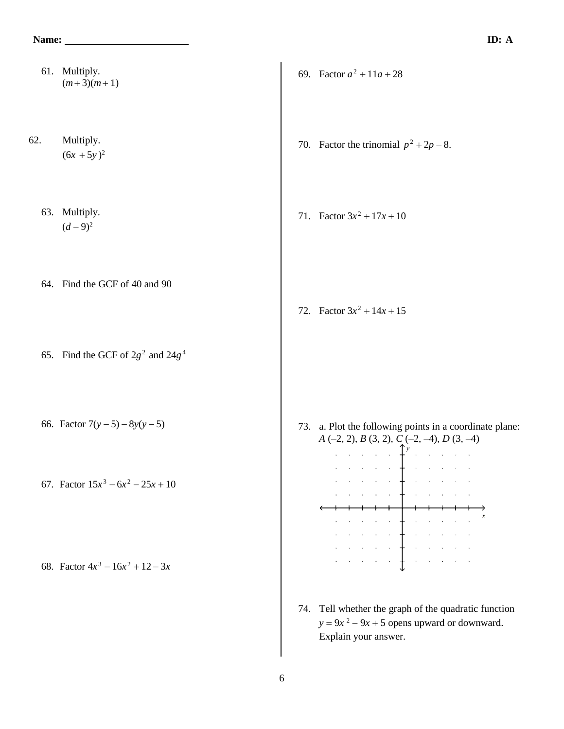**Name:** \_\_\_\_\_\_\_\_\_\_\_\_\_\_\_\_\_\_\_\_\_\_\_\_ **ID: A**

61. Multiply.
$(m + 3)(m + 1)$

62. Multiply.
$(6x + 5y)^2$

63. Multiply.
$(d - 9)^2$

64. Find the GCF of 40 and 90

65. Find the GCF of $2g^2$ and $24g^4$

66. Factor $7(y - 5) - 8y(y - 5)$

67. Factor $15x^3 - 6x^2 - 25x + 10$

68. Factor $4x^3 - 16x^2 + 12 - 3x$

69. Factor $a^2 + 11a + 28$

70. Factor the trinomial $p^2 + 2p - 8$.

71. Factor $3x^2 + 17x + 10$

72. Factor $3x^2 + 14x + 15$

73. a. Plot the following points in a coordinate plane:
*A* (–2, 2), *B* (3, 2), *C* (–2, –4), *D* (3, –4)

74. Tell whether the graph of the quadratic function $y = 9x^2 - 9x + 5$ opens upward or downward. Explain your answer.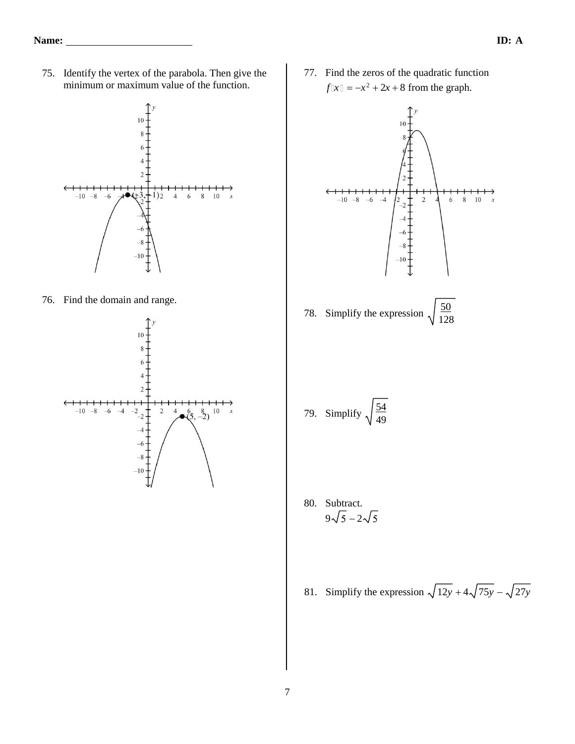**Name:** ________________________ **ID: A**

75. Identify the vertex of the parabola. Then give the minimum or maximum value of the function.

76. Find the domain and range.

77. Find the zeros of the quadratic function $f(x) = -x^2 + 2x + 8$ from the graph.

78. Simplify the expression $\sqrt{\dfrac{50}{128}}$

79. Simplify $\sqrt{\dfrac{54}{49}}$

80. Subtract.
$9\sqrt{5} - 2\sqrt{5}$

81. Simplify the expression $\sqrt{12y} + 4\sqrt{75y} - \sqrt{27y}$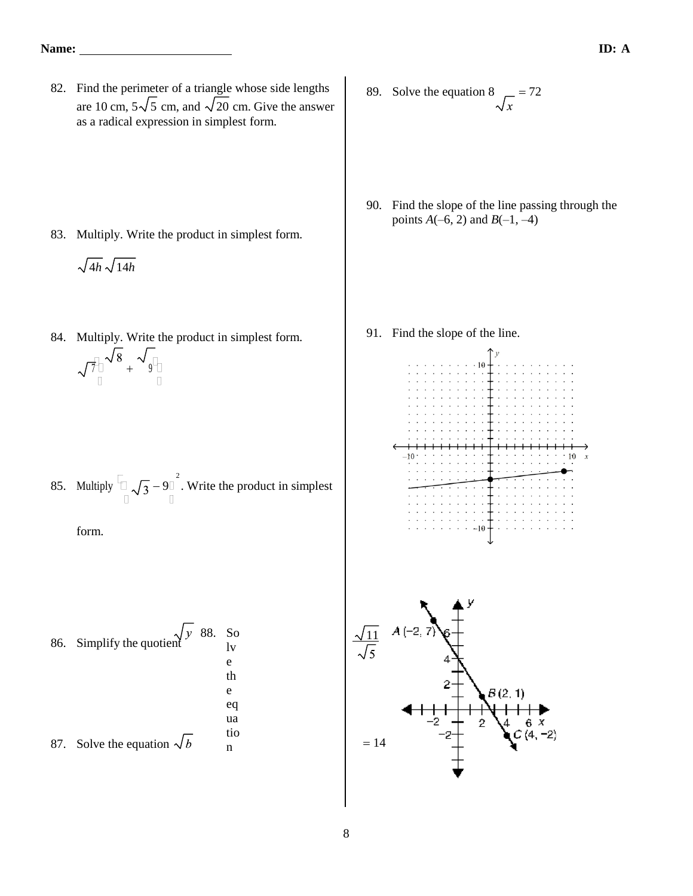**Name:** ________________________ **ID: A**

82. Find the perimeter of a triangle whose side lengths are 10 cm, $5\sqrt{5}$ cm, and $\sqrt{20}$ cm. Give the answer as a radical expression in simplest form.

83. Multiply. Write the product in simplest form.

$\sqrt{4h}\sqrt{14h}$

84. Multiply. Write the product in simplest form.

$\sqrt{7}\left(\sqrt{8} + \sqrt{9}\right)$

85. Multiply $\left(\sqrt{3} - 9\right)^2$. Write the product in simplest form.

86. Simplify the quotient $\dfrac{\sqrt{11}}{\sqrt{5}}$

87. Solve the equation $\sqrt{b} = 14$

88. Solve the equation $\sqrt{y}$

89. Solve the equation $8\sqrt{x} = 72$

90. Find the slope of the line passing through the points $A(-6, 2)$ and $B(-1, -4)$

91. Find the slope of the line.

A (−2, 7)

B (2, 1)

C (4, −2)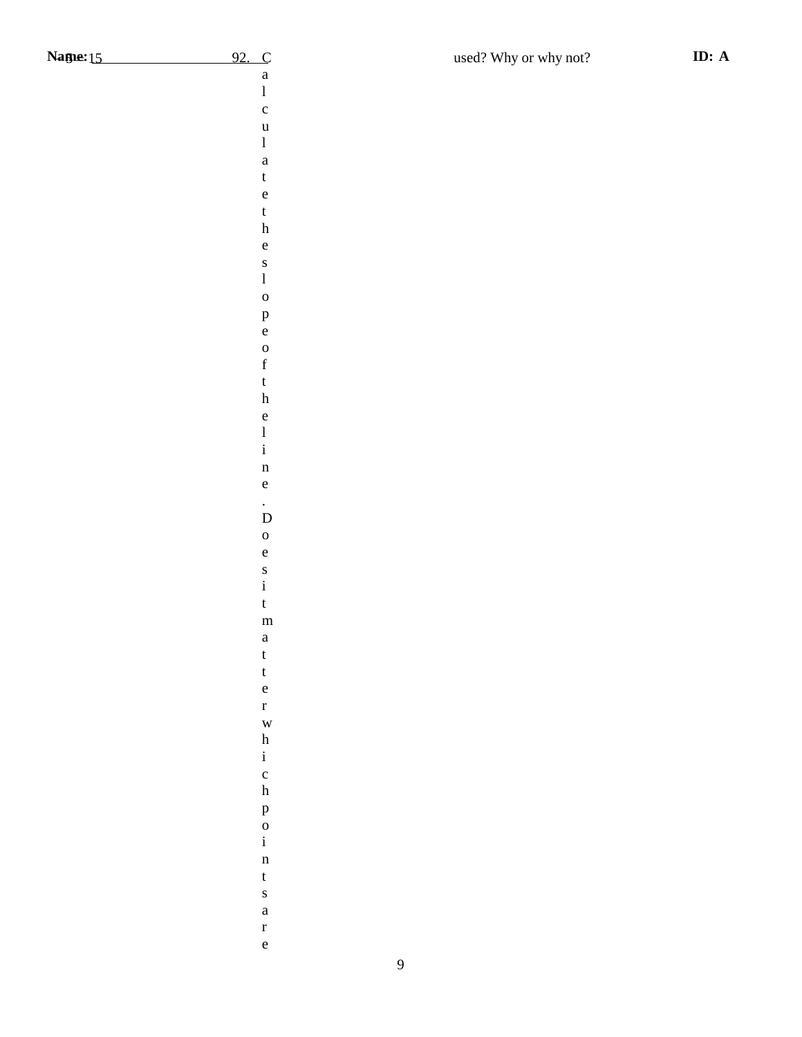92. Calculate the slope of the line. Does it matter which points are used? Why or why not?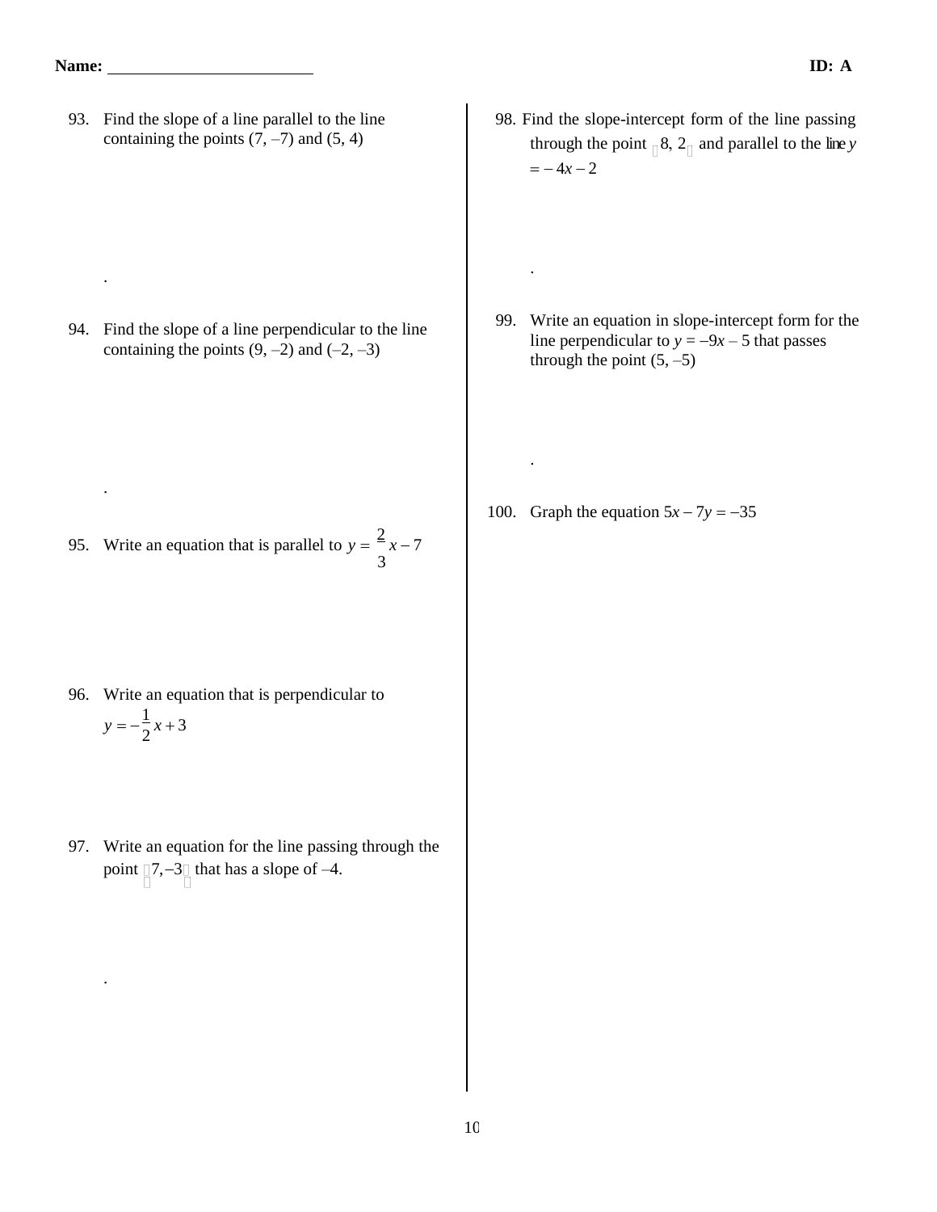**Name:** ________________________ **ID: A**

93. Find the slope of a line parallel to the line containing the points (7, –7) and (5, 4)

.

94. Find the slope of a line perpendicular to the line containing the points (9, –2) and (–2, –3)

.

95. Write an equation that is parallel to $y = \frac{2}{3}x - 7$

96. Write an equation that is perpendicular to $y = -\frac{1}{2}x + 3$

97. Write an equation for the line passing through the point $(7, -3)$ that has a slope of –4.

.

98. Find the slope-intercept form of the line passing through the point $(8, 2)$ and parallel to the line $y = -4x - 2$

.

99. Write an equation in slope-intercept form for the line perpendicular to $y = -9x - 5$ that passes through the point (5, –5)

.

100. Graph the equation $5x - 7y = -35$